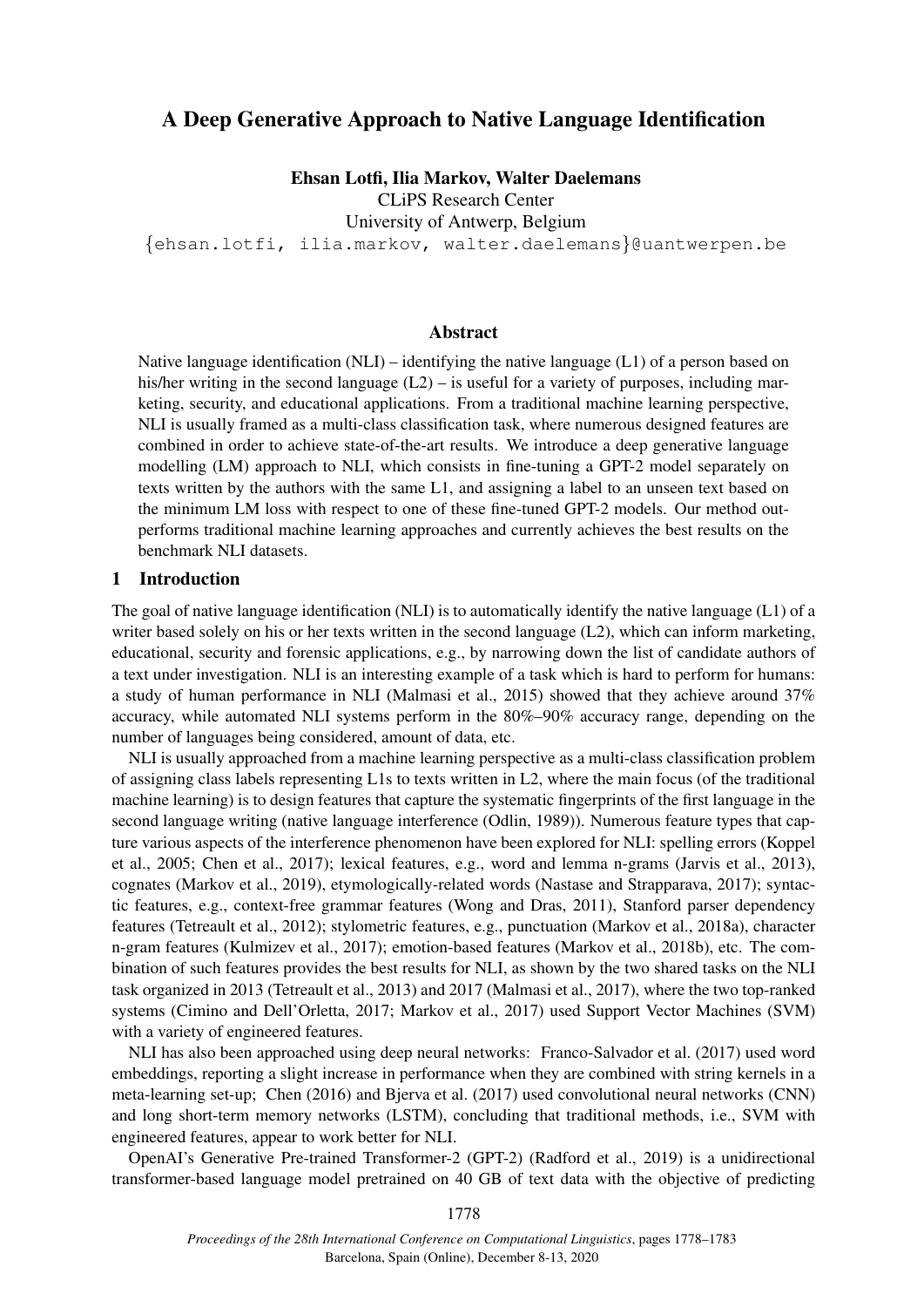# A Deep Generative Approach to Native Language Identification

**Ehsan Lotfi, Ilia Markov, Walter Daelemans**
CLiPS Research Center
University of Antwerp, Belgium
{ehsan.lotfi, ilia.markov, walter.daelemans}@uantwerpen.be

## Abstract

Native language identification (NLI) – identifying the native language (L1) of a person based on his/her writing in the second language (L2) – is useful for a variety of purposes, including marketing, security, and educational applications. From a traditional machine learning perspective, NLI is usually framed as a multi-class classification task, where numerous designed features are combined in order to achieve state-of-the-art results. We introduce a deep generative language modelling (LM) approach to NLI, which consists in fine-tuning a GPT-2 model separately on texts written by the authors with the same L1, and assigning a label to an unseen text based on the minimum LM loss with respect to one of these fine-tuned GPT-2 models. Our method outperforms traditional machine learning approaches and currently achieves the best results on the benchmark NLI datasets.

## 1 Introduction

The goal of native language identification (NLI) is to automatically identify the native language (L1) of a writer based solely on his or her texts written in the second language (L2), which can inform marketing, educational, security and forensic applications, e.g., by narrowing down the list of candidate authors of a text under investigation. NLI is an interesting example of a task which is hard to perform for humans: a study of human performance in NLI (Malmasi et al., 2015) showed that they achieve around 37% accuracy, while automated NLI systems perform in the 80%–90% accuracy range, depending on the number of languages being considered, amount of data, etc.

NLI is usually approached from a machine learning perspective as a multi-class classification problem of assigning class labels representing L1s to texts written in L2, where the main focus (of the traditional machine learning) is to design features that capture the systematic fingerprints of the first language in the second language writing (native language interference (Odlin, 1989)). Numerous feature types that capture various aspects of the interference phenomenon have been explored for NLI: spelling errors (Koppel et al., 2005; Chen et al., 2017); lexical features, e.g., word and lemma n-grams (Jarvis et al., 2013), cognates (Markov et al., 2019), etymologically-related words (Nastase and Strapparava, 2017); syntactic features, e.g., context-free grammar features (Wong and Dras, 2011), Stanford parser dependency features (Tetreault et al., 2012); stylometric features, e.g., punctuation (Markov et al., 2018a), character n-gram features (Kulmizev et al., 2017); emotion-based features (Markov et al., 2018b), etc. The combination of such features provides the best results for NLI, as shown by the two shared tasks on the NLI task organized in 2013 (Tetreault et al., 2013) and 2017 (Malmasi et al., 2017), where the two top-ranked systems (Cimino and Dell'Orletta, 2017; Markov et al., 2017) used Support Vector Machines (SVM) with a variety of engineered features.

NLI has also been approached using deep neural networks: Franco-Salvador et al. (2017) used word embeddings, reporting a slight increase in performance when they are combined with string kernels in a meta-learning set-up; Chen (2016) and Bjerva et al. (2017) used convolutional neural networks (CNN) and long short-term memory networks (LSTM), concluding that traditional methods, i.e., SVM with engineered features, appear to work better for NLI.

OpenAI's Generative Pre-trained Transformer-2 (GPT-2) (Radford et al., 2019) is a unidirectional transformer-based language model pretrained on 40 GB of text data with the objective of predicting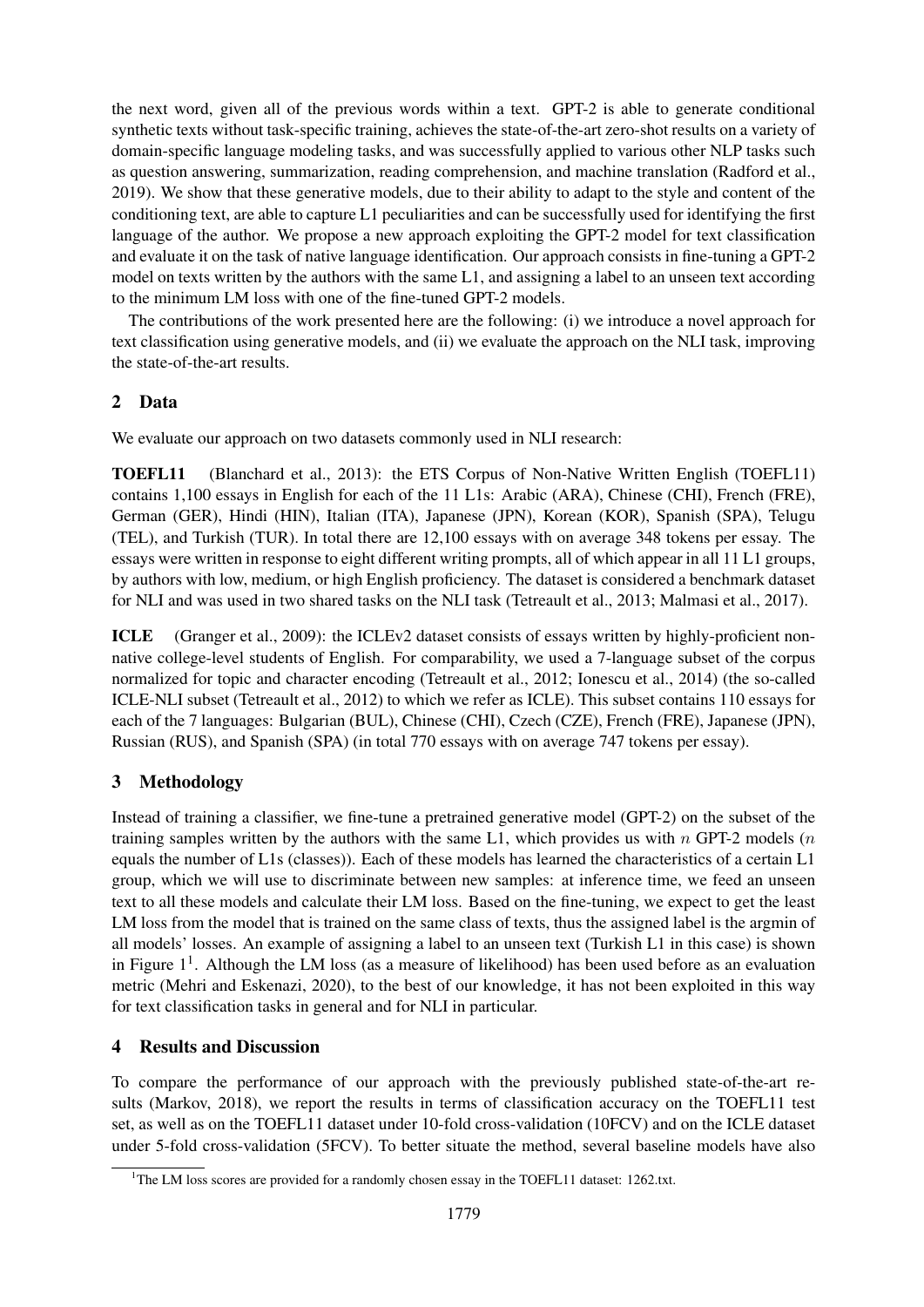the next word, given all of the previous words within a text. GPT-2 is able to generate conditional synthetic texts without task-specific training, achieves the state-of-the-art zero-shot results on a variety of domain-specific language modeling tasks, and was successfully applied to various other NLP tasks such as question answering, summarization, reading comprehension, and machine translation (Radford et al., 2019). We show that these generative models, due to their ability to adapt to the style and content of the conditioning text, are able to capture L1 peculiarities and can be successfully used for identifying the first language of the author. We propose a new approach exploiting the GPT-2 model for text classification and evaluate it on the task of native language identification. Our approach consists in fine-tuning a GPT-2 model on texts written by the authors with the same L1, and assigning a label to an unseen text according to the minimum LM loss with one of the fine-tuned GPT-2 models.

The contributions of the work presented here are the following: (i) we introduce a novel approach for text classification using generative models, and (ii) we evaluate the approach on the NLI task, improving the state-of-the-art results.

## 2 Data

We evaluate our approach on two datasets commonly used in NLI research:

**TOEFL11** (Blanchard et al., 2013): the ETS Corpus of Non-Native Written English (TOEFL11) contains 1,100 essays in English for each of the 11 L1s: Arabic (ARA), Chinese (CHI), French (FRE), German (GER), Hindi (HIN), Italian (ITA), Japanese (JPN), Korean (KOR), Spanish (SPA), Telugu (TEL), and Turkish (TUR). In total there are 12,100 essays with on average 348 tokens per essay. The essays were written in response to eight different writing prompts, all of which appear in all 11 L1 groups, by authors with low, medium, or high English proficiency. The dataset is considered a benchmark dataset for NLI and was used in two shared tasks on the NLI task (Tetreault et al., 2013; Malmasi et al., 2017).

**ICLE** (Granger et al., 2009): the ICLEv2 dataset consists of essays written by highly-proficient non-native college-level students of English. For comparability, we used a 7-language subset of the corpus normalized for topic and character encoding (Tetreault et al., 2012; Ionescu et al., 2014) (the so-called ICLE-NLI subset (Tetreault et al., 2012) to which we refer as ICLE). This subset contains 110 essays for each of the 7 languages: Bulgarian (BUL), Chinese (CHI), Czech (CZE), French (FRE), Japanese (JPN), Russian (RUS), and Spanish (SPA) (in total 770 essays with on average 747 tokens per essay).

## 3 Methodology

Instead of training a classifier, we fine-tune a pretrained generative model (GPT-2) on the subset of the training samples written by the authors with the same L1, which provides us with $n$ GPT-2 models ($n$ equals the number of L1s (classes)). Each of these models has learned the characteristics of a certain L1 group, which we will use to discriminate between new samples: at inference time, we feed an unseen text to all these models and calculate their LM loss. Based on the fine-tuning, we expect to get the least LM loss from the model that is trained on the same class of texts, thus the assigned label is the argmin of all models' losses. An example of assigning a label to an unseen text (Turkish L1 in this case) is shown in Figure 1[1]. Although the LM loss (as a measure of likelihood) has been used before as an evaluation metric (Mehri and Eskenazi, 2020), to the best of our knowledge, it has not been exploited in this way for text classification tasks in general and for NLI in particular.

## 4 Results and Discussion

To compare the performance of our approach with the previously published state-of-the-art results (Markov, 2018), we report the results in terms of classification accuracy on the TOEFL11 test set, as well as on the TOEFL11 dataset under 10-fold cross-validation (10FCV) and on the ICLE dataset under 5-fold cross-validation (5FCV). To better situate the method, several baseline models have also

[1] The LM loss scores are provided for a randomly chosen essay in the TOEFL11 dataset: 1262.txt.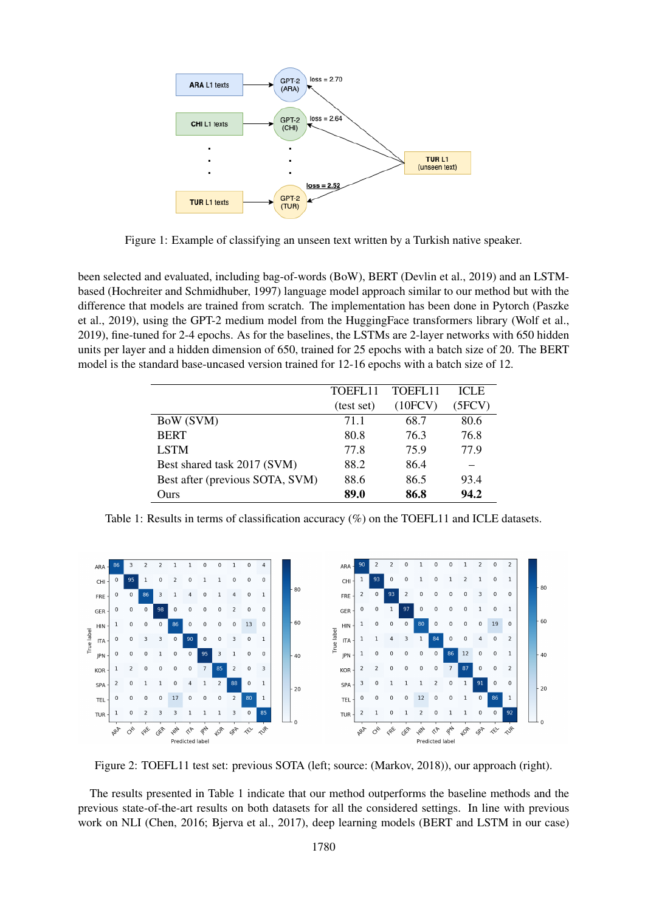Figure 1: Example of classifying an unseen text written by a Turkish native speaker.

been selected and evaluated, including bag-of-words (BoW), BERT (Devlin et al., 2019) and an LSTM-based (Hochreiter and Schmidhuber, 1997) language model approach similar to our method but with the difference that models are trained from scratch. The implementation has been done in Pytorch (Paszke et al., 2019), using the GPT-2 medium model from the HuggingFace transformers library (Wolf et al., 2019), fine-tuned for 2-4 epochs. As for the baselines, the LSTMs are 2-layer networks with 650 hidden units per layer and a hidden dimension of 650, trained for 25 epochs with a batch size of 20. The BERT model is the standard base-uncased version trained for 12-16 epochs with a batch size of 12.

| | TOEFL11 (test set) | TOEFL11 (10FCV) | ICLE (5FCV) |
|---|---|---|---|
| BoW (SVM) | 71.1 | 68.7 | 80.6 |
| BERT | 80.8 | 76.3 | 76.8 |
| LSTM | 77.8 | 75.9 | 77.9 |
| Best shared task 2017 (SVM) | 88.2 | 86.4 | – |
| Best after (previous SOTA, SVM) | 88.6 | 86.5 | 93.4 |
| Ours | **89.0** | **86.8** | **94.2** |

Table 1: Results in terms of classification accuracy (%) on the TOEFL11 and ICLE datasets.

Figure 2: TOEFL11 test set: previous SOTA (left; source: (Markov, 2018)), our approach (right).

The results presented in Table 1 indicate that our method outperforms the baseline methods and the previous state-of-the-art results on both datasets for all the considered settings. In line with previous work on NLI (Chen, 2016; Bjerva et al., 2017), deep learning models (BERT and LSTM in our case)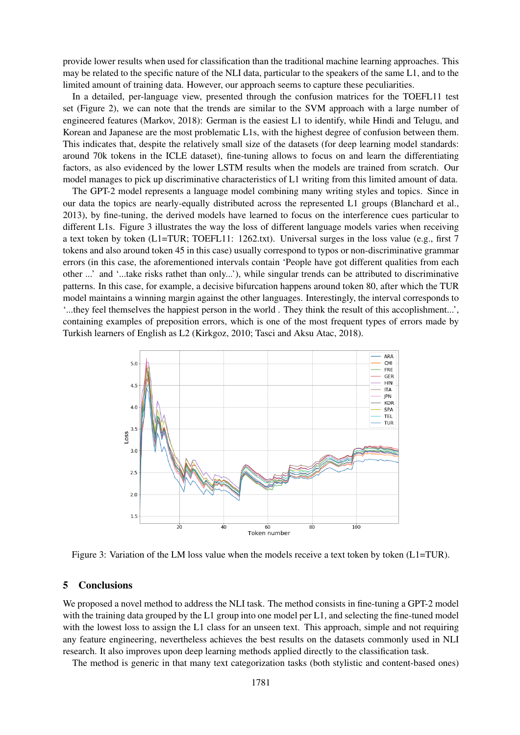provide lower results when used for classification than the traditional machine learning approaches. This may be related to the specific nature of the NLI data, particular to the speakers of the same L1, and to the limited amount of training data. However, our approach seems to capture these peculiarities.

In a detailed, per-language view, presented through the confusion matrices for the TOEFL11 test set (Figure 2), we can note that the trends are similar to the SVM approach with a large number of engineered features (Markov, 2018): German is the easiest L1 to identify, while Hindi and Telugu, and Korean and Japanese are the most problematic L1s, with the highest degree of confusion between them. This indicates that, despite the relatively small size of the datasets (for deep learning model standards: around 70k tokens in the ICLE dataset), fine-tuning allows to focus on and learn the differentiating factors, as also evidenced by the lower LSTM results when the models are trained from scratch. Our model manages to pick up discriminative characteristics of L1 writing from this limited amount of data.

The GPT-2 model represents a language model combining many writing styles and topics. Since in our data the topics are nearly-equally distributed across the represented L1 groups (Blanchard et al., 2013), by fine-tuning, the derived models have learned to focus on the interference cues particular to different L1s. Figure 3 illustrates the way the loss of different language models varies when receiving a text token by token (L1=TUR; TOEFL11: 1262.txt). Universal surges in the loss value (e.g., first 7 tokens and also around token 45 in this case) usually correspond to typos or non-discriminative grammar errors (in this case, the aforementioned intervals contain 'People have got different qualities from each other ...' and '...take risks rathet than only...'), while singular trends can be attributed to discriminative patterns. In this case, for example, a decisive bifurcation happens around token 80, after which the TUR model maintains a winning margin against the other languages. Interestingly, the interval corresponds to '...they feel themselves the happiest person in the world . They think the result of this accoplishment...', containing examples of preposition errors, which is one of the most frequent types of errors made by Turkish learners of English as L2 (Kirkgoz, 2010; Tasci and Aksu Atac, 2018).

Figure 3: Variation of the LM loss value when the models receive a text token by token (L1=TUR).

## 5 Conclusions

We proposed a novel method to address the NLI task. The method consists in fine-tuning a GPT-2 model with the training data grouped by the L1 group into one model per L1, and selecting the fine-tuned model with the lowest loss to assign the L1 class for an unseen text. This approach, simple and not requiring any feature engineering, nevertheless achieves the best results on the datasets commonly used in NLI research. It also improves upon deep learning methods applied directly to the classification task.

The method is generic in that many text categorization tasks (both stylistic and content-based ones)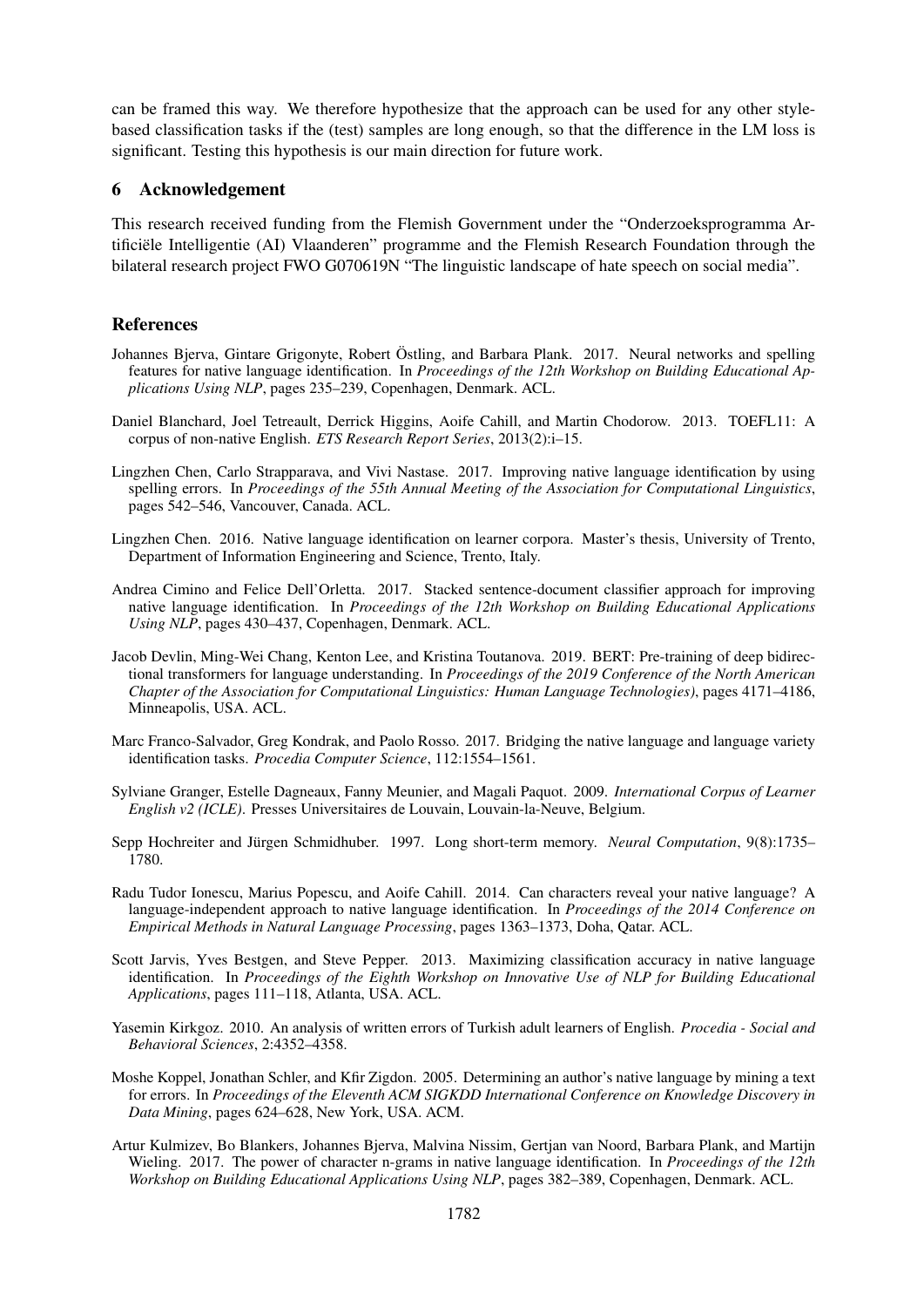can be framed this way. We therefore hypothesize that the approach can be used for any other style-based classification tasks if the (test) samples are long enough, so that the difference in the LM loss is significant. Testing this hypothesis is our main direction for future work.

## 6 Acknowledgement

This research received funding from the Flemish Government under the "Onderzoeksprogramma Artificiële Intelligentie (AI) Vlaanderen" programme and the Flemish Research Foundation through the bilateral research project FWO G070619N "The linguistic landscape of hate speech on social media".

## References

Johannes Bjerva, Gintare Grigonyte, Robert Östling, and Barbara Plank. 2017. Neural networks and spelling features for native language identification. In *Proceedings of the 12th Workshop on Building Educational Applications Using NLP*, pages 235–239, Copenhagen, Denmark. ACL.

Daniel Blanchard, Joel Tetreault, Derrick Higgins, Aoife Cahill, and Martin Chodorow. 2013. TOEFL11: A corpus of non-native English. *ETS Research Report Series*, 2013(2):i–15.

Lingzhen Chen, Carlo Strapparava, and Vivi Nastase. 2017. Improving native language identification by using spelling errors. In *Proceedings of the 55th Annual Meeting of the Association for Computational Linguistics*, pages 542–546, Vancouver, Canada. ACL.

Lingzhen Chen. 2016. Native language identification on learner corpora. Master's thesis, University of Trento, Department of Information Engineering and Science, Trento, Italy.

Andrea Cimino and Felice Dell'Orletta. 2017. Stacked sentence-document classifier approach for improving native language identification. In *Proceedings of the 12th Workshop on Building Educational Applications Using NLP*, pages 430–437, Copenhagen, Denmark. ACL.

Jacob Devlin, Ming-Wei Chang, Kenton Lee, and Kristina Toutanova. 2019. BERT: Pre-training of deep bidirectional transformers for language understanding. In *Proceedings of the 2019 Conference of the North American Chapter of the Association for Computational Linguistics: Human Language Technologies)*, pages 4171–4186, Minneapolis, USA. ACL.

Marc Franco-Salvador, Greg Kondrak, and Paolo Rosso. 2017. Bridging the native language and language variety identification tasks. *Procedia Computer Science*, 112:1554–1561.

Sylviane Granger, Estelle Dagneaux, Fanny Meunier, and Magali Paquot. 2009. *International Corpus of Learner English v2 (ICLE)*. Presses Universitaires de Louvain, Louvain-la-Neuve, Belgium.

Sepp Hochreiter and Jürgen Schmidhuber. 1997. Long short-term memory. *Neural Computation*, 9(8):1735–1780.

Radu Tudor Ionescu, Marius Popescu, and Aoife Cahill. 2014. Can characters reveal your native language? A language-independent approach to native language identification. In *Proceedings of the 2014 Conference on Empirical Methods in Natural Language Processing*, pages 1363–1373, Doha, Qatar. ACL.

Scott Jarvis, Yves Bestgen, and Steve Pepper. 2013. Maximizing classification accuracy in native language identification. In *Proceedings of the Eighth Workshop on Innovative Use of NLP for Building Educational Applications*, pages 111–118, Atlanta, USA. ACL.

Yasemin Kirkgoz. 2010. An analysis of written errors of Turkish adult learners of English. *Procedia - Social and Behavioral Sciences*, 2:4352–4358.

Moshe Koppel, Jonathan Schler, and Kfir Zigdon. 2005. Determining an author's native language by mining a text for errors. In *Proceedings of the Eleventh ACM SIGKDD International Conference on Knowledge Discovery in Data Mining*, pages 624–628, New York, USA. ACM.

Artur Kulmizev, Bo Blankers, Johannes Bjerva, Malvina Nissim, Gertjan van Noord, Barbara Plank, and Martijn Wieling. 2017. The power of character n-grams in native language identification. In *Proceedings of the 12th Workshop on Building Educational Applications Using NLP*, pages 382–389, Copenhagen, Denmark. ACL.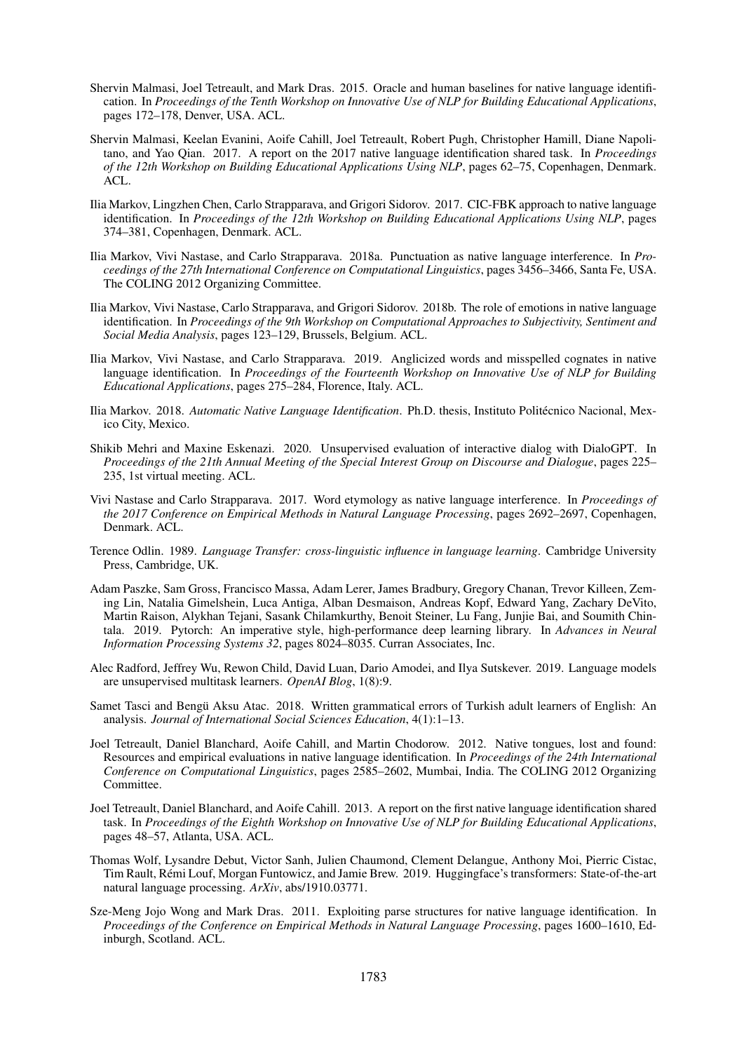Shervin Malmasi, Joel Tetreault, and Mark Dras. 2015. Oracle and human baselines for native language identification. In *Proceedings of the Tenth Workshop on Innovative Use of NLP for Building Educational Applications*, pages 172–178, Denver, USA. ACL.

Shervin Malmasi, Keelan Evanini, Aoife Cahill, Joel Tetreault, Robert Pugh, Christopher Hamill, Diane Napolitano, and Yao Qian. 2017. A report on the 2017 native language identification shared task. In *Proceedings of the 12th Workshop on Building Educational Applications Using NLP*, pages 62–75, Copenhagen, Denmark. ACL.

Ilia Markov, Lingzhen Chen, Carlo Strapparava, and Grigori Sidorov. 2017. CIC-FBK approach to native language identification. In *Proceedings of the 12th Workshop on Building Educational Applications Using NLP*, pages 374–381, Copenhagen, Denmark. ACL.

Ilia Markov, Vivi Nastase, and Carlo Strapparava. 2018a. Punctuation as native language interference. In *Proceedings of the 27th International Conference on Computational Linguistics*, pages 3456–3466, Santa Fe, USA. The COLING 2012 Organizing Committee.

Ilia Markov, Vivi Nastase, Carlo Strapparava, and Grigori Sidorov. 2018b. The role of emotions in native language identification. In *Proceedings of the 9th Workshop on Computational Approaches to Subjectivity, Sentiment and Social Media Analysis*, pages 123–129, Brussels, Belgium. ACL.

Ilia Markov, Vivi Nastase, and Carlo Strapparava. 2019. Anglicized words and misspelled cognates in native language identification. In *Proceedings of the Fourteenth Workshop on Innovative Use of NLP for Building Educational Applications*, pages 275–284, Florence, Italy. ACL.

Ilia Markov. 2018. *Automatic Native Language Identification*. Ph.D. thesis, Instituto Politécnico Nacional, Mexico City, Mexico.

Shikib Mehri and Maxine Eskenazi. 2020. Unsupervised evaluation of interactive dialog with DialoGPT. In *Proceedings of the 21th Annual Meeting of the Special Interest Group on Discourse and Dialogue*, pages 225–235, 1st virtual meeting. ACL.

Vivi Nastase and Carlo Strapparava. 2017. Word etymology as native language interference. In *Proceedings of the 2017 Conference on Empirical Methods in Natural Language Processing*, pages 2692–2697, Copenhagen, Denmark. ACL.

Terence Odlin. 1989. *Language Transfer: cross-linguistic influence in language learning*. Cambridge University Press, Cambridge, UK.

Adam Paszke, Sam Gross, Francisco Massa, Adam Lerer, James Bradbury, Gregory Chanan, Trevor Killeen, Zeming Lin, Natalia Gimelshein, Luca Antiga, Alban Desmaison, Andreas Kopf, Edward Yang, Zachary DeVito, Martin Raison, Alykhan Tejani, Sasank Chilamkurthy, Benoit Steiner, Lu Fang, Junjie Bai, and Soumith Chintala. 2019. Pytorch: An imperative style, high-performance deep learning library. In *Advances in Neural Information Processing Systems 32*, pages 8024–8035. Curran Associates, Inc.

Alec Radford, Jeffrey Wu, Rewon Child, David Luan, Dario Amodei, and Ilya Sutskever. 2019. Language models are unsupervised multitask learners. *OpenAI Blog*, 1(8):9.

Samet Tasci and Bengü Aksu Atac. 2018. Written grammatical errors of Turkish adult learners of English: An analysis. *Journal of International Social Sciences Education*, 4(1):1–13.

Joel Tetreault, Daniel Blanchard, Aoife Cahill, and Martin Chodorow. 2012. Native tongues, lost and found: Resources and empirical evaluations in native language identification. In *Proceedings of the 24th International Conference on Computational Linguistics*, pages 2585–2602, Mumbai, India. The COLING 2012 Organizing Committee.

Joel Tetreault, Daniel Blanchard, and Aoife Cahill. 2013. A report on the first native language identification shared task. In *Proceedings of the Eighth Workshop on Innovative Use of NLP for Building Educational Applications*, pages 48–57, Atlanta, USA. ACL.

Thomas Wolf, Lysandre Debut, Victor Sanh, Julien Chaumond, Clement Delangue, Anthony Moi, Pierric Cistac, Tim Rault, Rémi Louf, Morgan Funtowicz, and Jamie Brew. 2019. Huggingface's transformers: State-of-the-art natural language processing. *ArXiv*, abs/1910.03771.

Sze-Meng Jojo Wong and Mark Dras. 2011. Exploiting parse structures for native language identification. In *Proceedings of the Conference on Empirical Methods in Natural Language Processing*, pages 1600–1610, Edinburgh, Scotland. ACL.